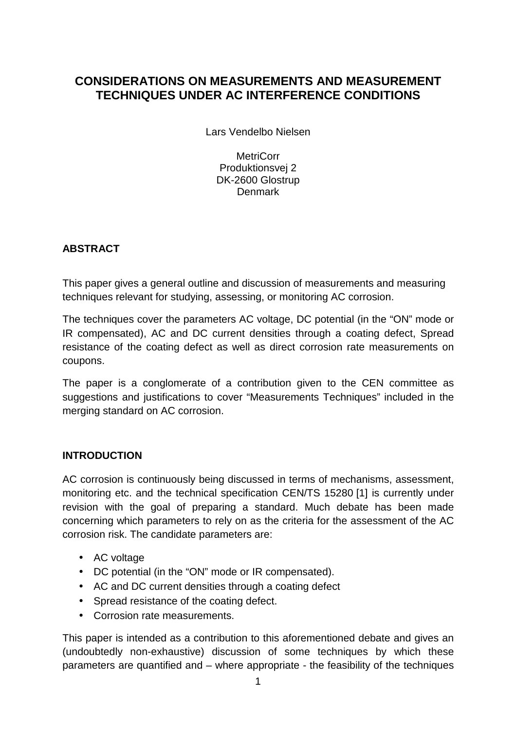# CONSIDERATIONS ON MEASUREMENTS AND MEASUREMENT TECHNIQUES UNDER AC INTERFERENCE CONDITIONS

Lars Vendelbo Nielsen

MetriCorr
Produktionsvej 2
DK-2600 Glostrup
Denmark

## ABSTRACT

This paper gives a general outline and discussion of measurements and measuring techniques relevant for studying, assessing, or monitoring AC corrosion.

The techniques cover the parameters AC voltage, DC potential (in the "ON" mode or IR compensated), AC and DC current densities through a coating defect, Spread resistance of the coating defect as well as direct corrosion rate measurements on coupons.

The paper is a conglomerate of a contribution given to the CEN committee as suggestions and justifications to cover "Measurements Techniques" included in the merging standard on AC corrosion.

## INTRODUCTION

AC corrosion is continuously being discussed in terms of mechanisms, assessment, monitoring etc. and the technical specification CEN/TS 15280 [1] is currently under revision with the goal of preparing a standard. Much debate has been made concerning which parameters to rely on as the criteria for the assessment of the AC corrosion risk. The candidate parameters are:

- AC voltage
- DC potential (in the "ON" mode or IR compensated).
- AC and DC current densities through a coating defect
- Spread resistance of the coating defect.
- Corrosion rate measurements.

This paper is intended as a contribution to this aforementioned debate and gives an (undoubtedly non-exhaustive) discussion of some techniques by which these parameters are quantified and – where appropriate - the feasibility of the techniques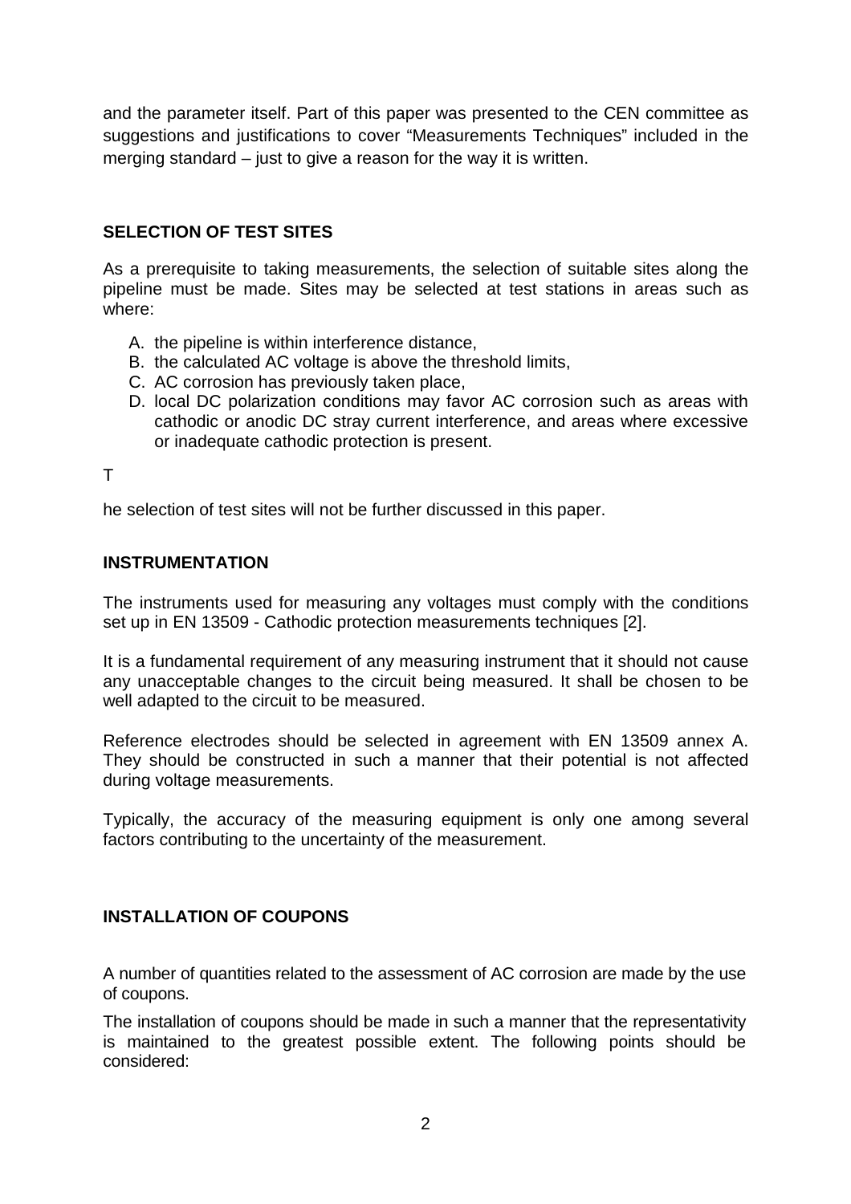and the parameter itself. Part of this paper was presented to the CEN committee as suggestions and justifications to cover "Measurements Techniques" included in the merging standard – just to give a reason for the way it is written.

## SELECTION OF TEST SITES

As a prerequisite to taking measurements, the selection of suitable sites along the pipeline must be made. Sites may be selected at test stations in areas such as where:

A. the pipeline is within interference distance,
B. the calculated AC voltage is above the threshold limits,
C. AC corrosion has previously taken place,
D. local DC polarization conditions may favor AC corrosion such as areas with cathodic or anodic DC stray current interference, and areas where excessive or inadequate cathodic protection is present.

T

he selection of test sites will not be further discussed in this paper.

## INSTRUMENTATION

The instruments used for measuring any voltages must comply with the conditions set up in EN 13509 - Cathodic protection measurements techniques [2].

It is a fundamental requirement of any measuring instrument that it should not cause any unacceptable changes to the circuit being measured. It shall be chosen to be well adapted to the circuit to be measured.

Reference electrodes should be selected in agreement with EN 13509 annex A. They should be constructed in such a manner that their potential is not affected during voltage measurements.

Typically, the accuracy of the measuring equipment is only one among several factors contributing to the uncertainty of the measurement.

## INSTALLATION OF COUPONS

A number of quantities related to the assessment of AC corrosion are made by the use of coupons.

The installation of coupons should be made in such a manner that the representativity is maintained to the greatest possible extent. The following points should be considered: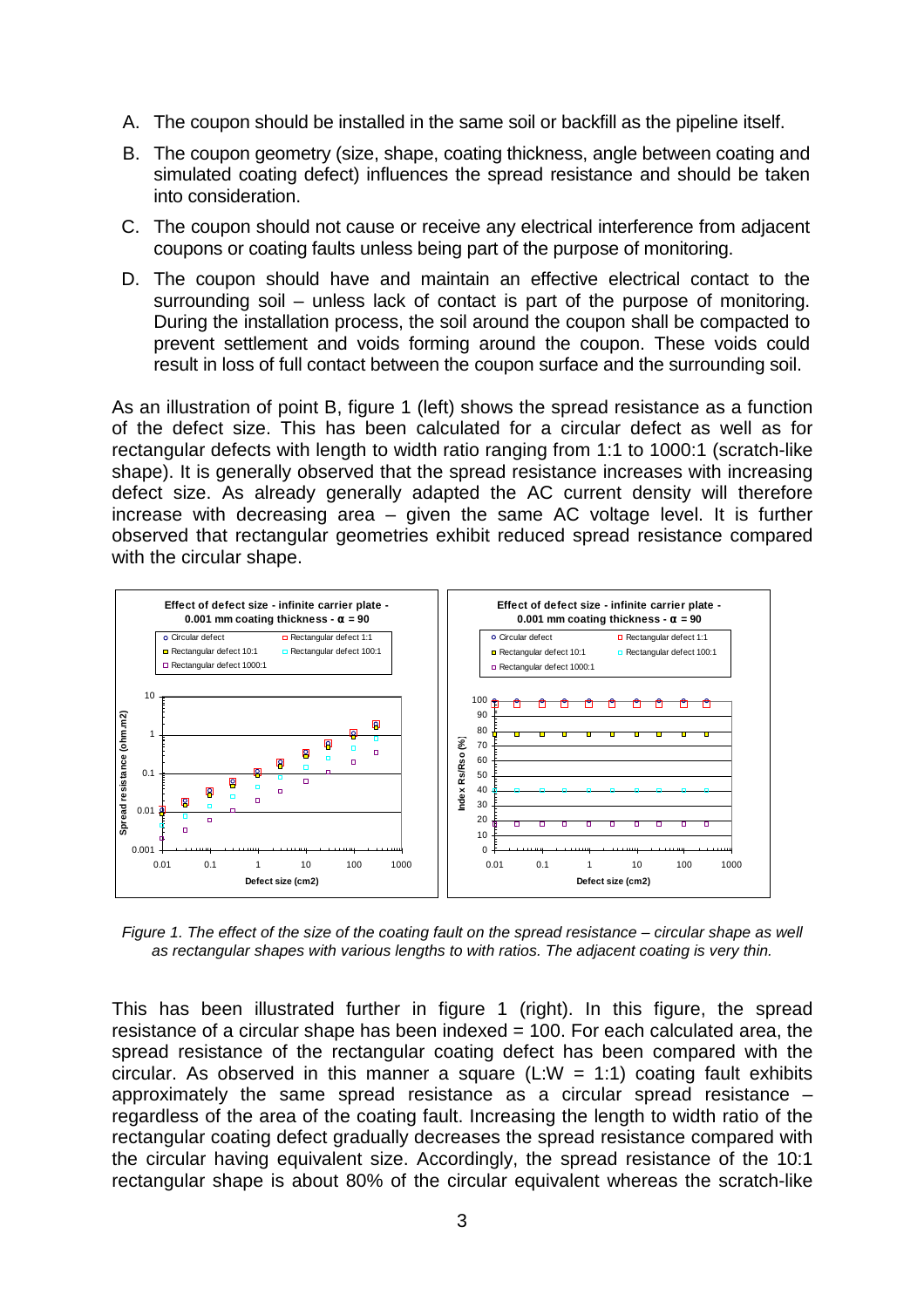A. The coupon should be installed in the same soil or backfill as the pipeline itself.

B. The coupon geometry (size, shape, coating thickness, angle between coating and simulated coating defect) influences the spread resistance and should be taken into consideration.

C. The coupon should not cause or receive any electrical interference from adjacent coupons or coating faults unless being part of the purpose of monitoring.

D. The coupon should have and maintain an effective electrical contact to the surrounding soil – unless lack of contact is part of the purpose of monitoring. During the installation process, the soil around the coupon shall be compacted to prevent settlement and voids forming around the coupon. These voids could result in loss of full contact between the coupon surface and the surrounding soil.

As an illustration of point B, figure 1 (left) shows the spread resistance as a function of the defect size. This has been calculated for a circular defect as well as for rectangular defects with length to width ratio ranging from 1:1 to 1000:1 (scratch-like shape). It is generally observed that the spread resistance increases with increasing defect size. As already generally adapted the AC current density will therefore increase with decreasing area – given the same AC voltage level. It is further observed that rectangular geometries exhibit reduced spread resistance compared with the circular shape.

*Figure 1. The effect of the size of the coating fault on the spread resistance – circular shape as well as rectangular shapes with various lengths to with ratios. The adjacent coating is very thin.*

This has been illustrated further in figure 1 (right). In this figure, the spread resistance of a circular shape has been indexed = 100. For each calculated area, the spread resistance of the rectangular coating defect has been compared with the circular. As observed in this manner a square (L:W = 1:1) coating fault exhibits approximately the same spread resistance as a circular spread resistance – regardless of the area of the coating fault. Increasing the length to width ratio of the rectangular coating defect gradually decreases the spread resistance compared with the circular having equivalent size. Accordingly, the spread resistance of the 10:1 rectangular shape is about 80% of the circular equivalent whereas the scratch-like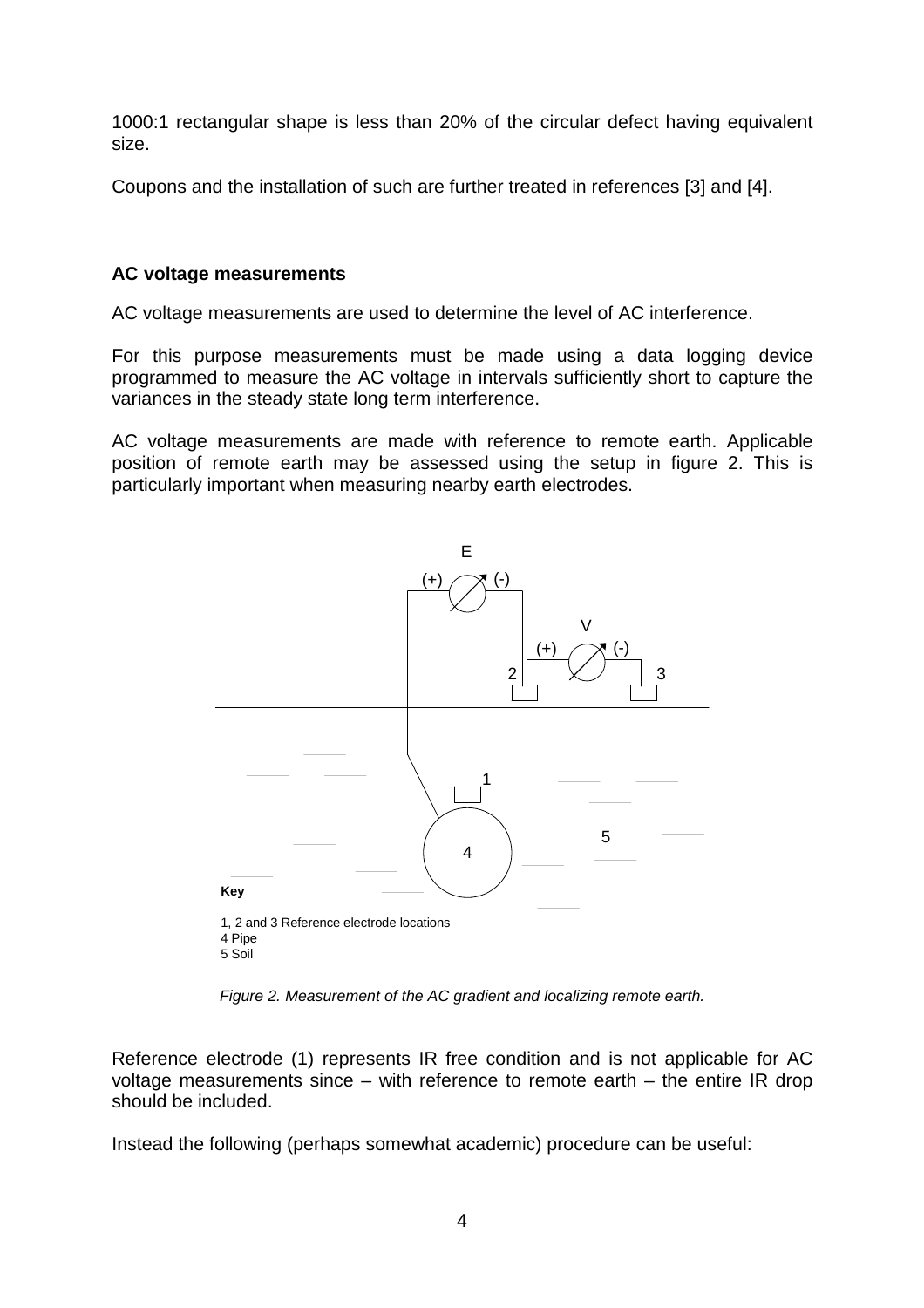1000:1 rectangular shape is less than 20% of the circular defect having equivalent size.

Coupons and the installation of such are further treated in references [3] and [4].

**AC voltage measurements**

AC voltage measurements are used to determine the level of AC interference.

For this purpose measurements must be made using a data logging device programmed to measure the AC voltage in intervals sufficiently short to capture the variances in the steady state long term interference.

AC voltage measurements are made with reference to remote earth. Applicable position of remote earth may be assessed using the setup in figure 2. This is particularly important when measuring nearby earth electrodes.

**Key**

1, 2 and 3 Reference electrode locations
4 Pipe
5 Soil

*Figure 2. Measurement of the AC gradient and localizing remote earth.*

Reference electrode (1) represents IR free condition and is not applicable for AC voltage measurements since – with reference to remote earth – the entire IR drop should be included.

Instead the following (perhaps somewhat academic) procedure can be useful: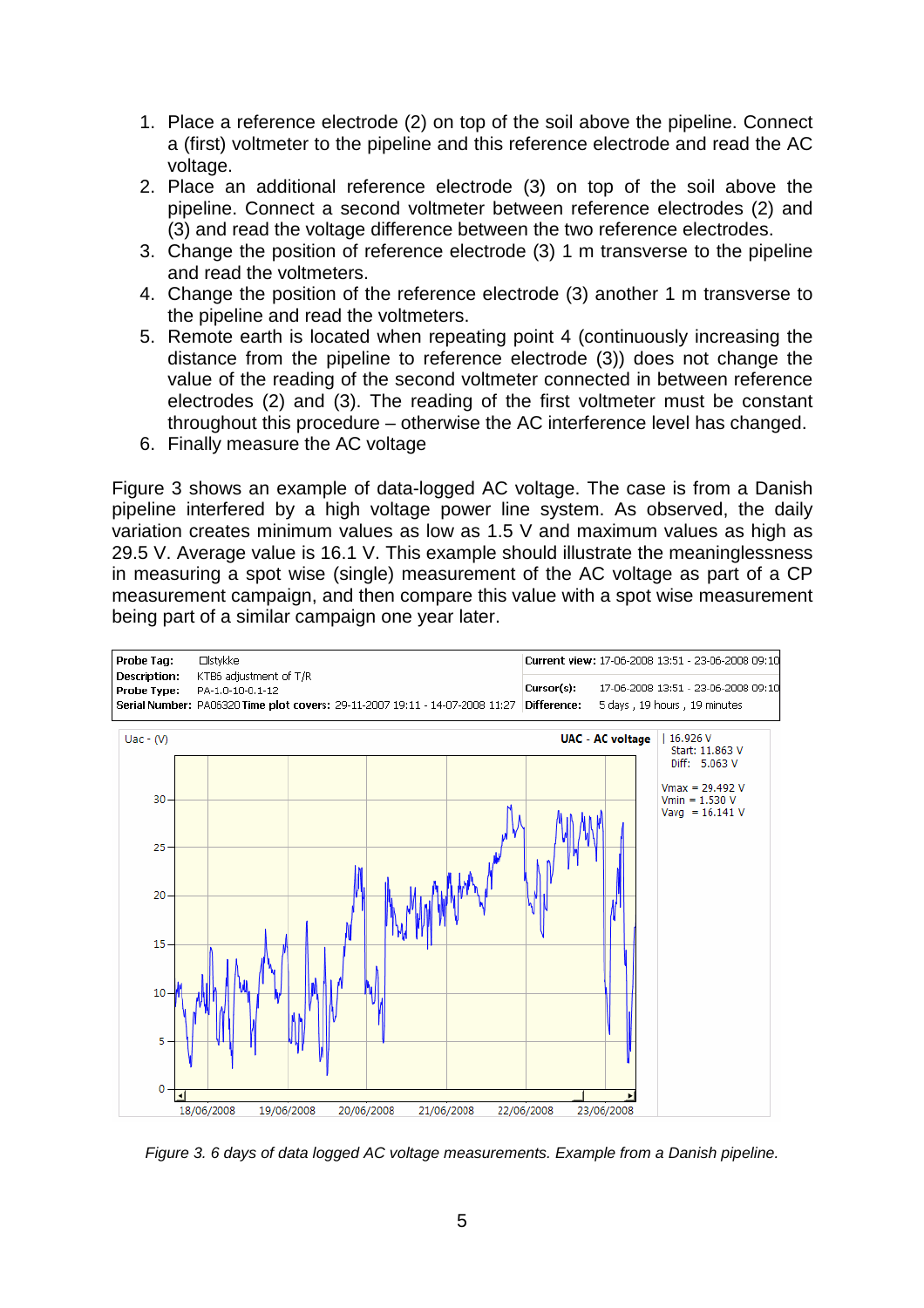1. Place a reference electrode (2) on top of the soil above the pipeline. Connect a (first) voltmeter to the pipeline and this reference electrode and read the AC voltage.
2. Place an additional reference electrode (3) on top of the soil above the pipeline. Connect a second voltmeter between reference electrodes (2) and (3) and read the voltage difference between the two reference electrodes.
3. Change the position of reference electrode (3) 1 m transverse to the pipeline and read the voltmeters.
4. Change the position of the reference electrode (3) another 1 m transverse to the pipeline and read the voltmeters.
5. Remote earth is located when repeating point 4 (continuously increasing the distance from the pipeline to reference electrode (3)) does not change the value of the reading of the second voltmeter connected in between reference electrodes (2) and (3). The reading of the first voltmeter must be constant throughout this procedure – otherwise the AC interference level has changed.
6. Finally measure the AC voltage

Figure 3 shows an example of data-logged AC voltage. The case is from a Danish pipeline interfered by a high voltage power line system. As observed, the daily variation creates minimum values as low as 1.5 V and maximum values as high as 29.5 V. Average value is 16.1 V. This example should illustrate the meaninglessness in measuring a spot wise (single) measurement of the AC voltage as part of a CP measurement campaign, and then compare this value with a spot wise measurement being part of a similar campaign one year later.

*Figure 3. 6 days of data logged AC voltage measurements. Example from a Danish pipeline.*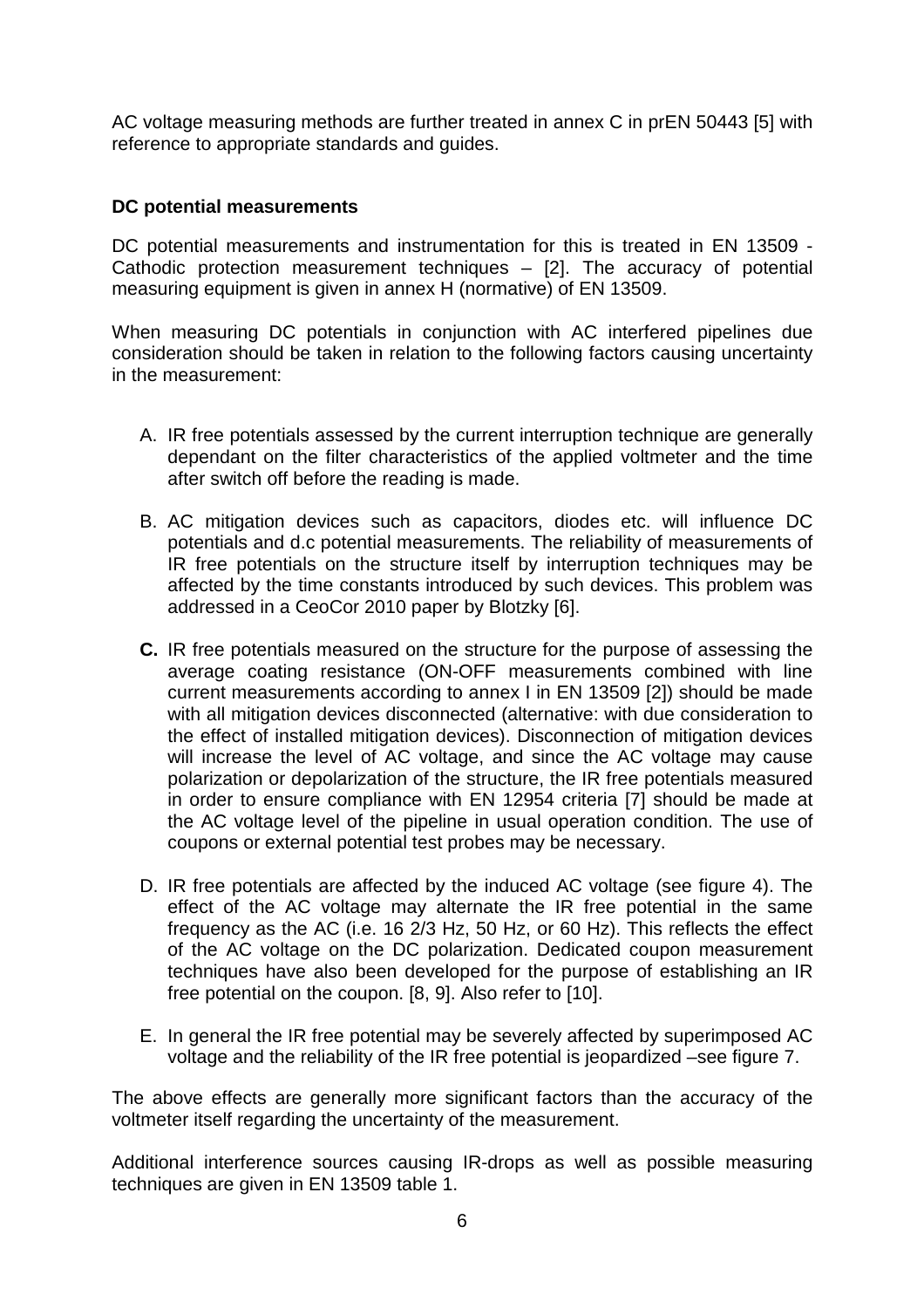AC voltage measuring methods are further treated in annex C in prEN 50443 [5] with reference to appropriate standards and guides.

### DC potential measurements

DC potential measurements and instrumentation for this is treated in EN 13509 - Cathodic protection measurement techniques – [2]. The accuracy of potential measuring equipment is given in annex H (normative) of EN 13509.

When measuring DC potentials in conjunction with AC interfered pipelines due consideration should be taken in relation to the following factors causing uncertainty in the measurement:

A. IR free potentials assessed by the current interruption technique are generally dependant on the filter characteristics of the applied voltmeter and the time after switch off before the reading is made.

B. AC mitigation devices such as capacitors, diodes etc. will influence DC potentials and d.c potential measurements. The reliability of measurements of IR free potentials on the structure itself by interruption techniques may be affected by the time constants introduced by such devices. This problem was addressed in a CeoCor 2010 paper by Blotzky [6].

**C.** IR free potentials measured on the structure for the purpose of assessing the average coating resistance (ON-OFF measurements combined with line current measurements according to annex I in EN 13509 [2]) should be made with all mitigation devices disconnected (alternative: with due consideration to the effect of installed mitigation devices). Disconnection of mitigation devices will increase the level of AC voltage, and since the AC voltage may cause polarization or depolarization of the structure, the IR free potentials measured in order to ensure compliance with EN 12954 criteria [7] should be made at the AC voltage level of the pipeline in usual operation condition. The use of coupons or external potential test probes may be necessary.

D. IR free potentials are affected by the induced AC voltage (see figure 4). The effect of the AC voltage may alternate the IR free potential in the same frequency as the AC (i.e. 16 2/3 Hz, 50 Hz, or 60 Hz). This reflects the effect of the AC voltage on the DC polarization. Dedicated coupon measurement techniques have also been developed for the purpose of establishing an IR free potential on the coupon. [8, 9]. Also refer to [10].

E. In general the IR free potential may be severely affected by superimposed AC voltage and the reliability of the IR free potential is jeopardized –see figure 7.

The above effects are generally more significant factors than the accuracy of the voltmeter itself regarding the uncertainty of the measurement.

Additional interference sources causing IR-drops as well as possible measuring techniques are given in EN 13509 table 1.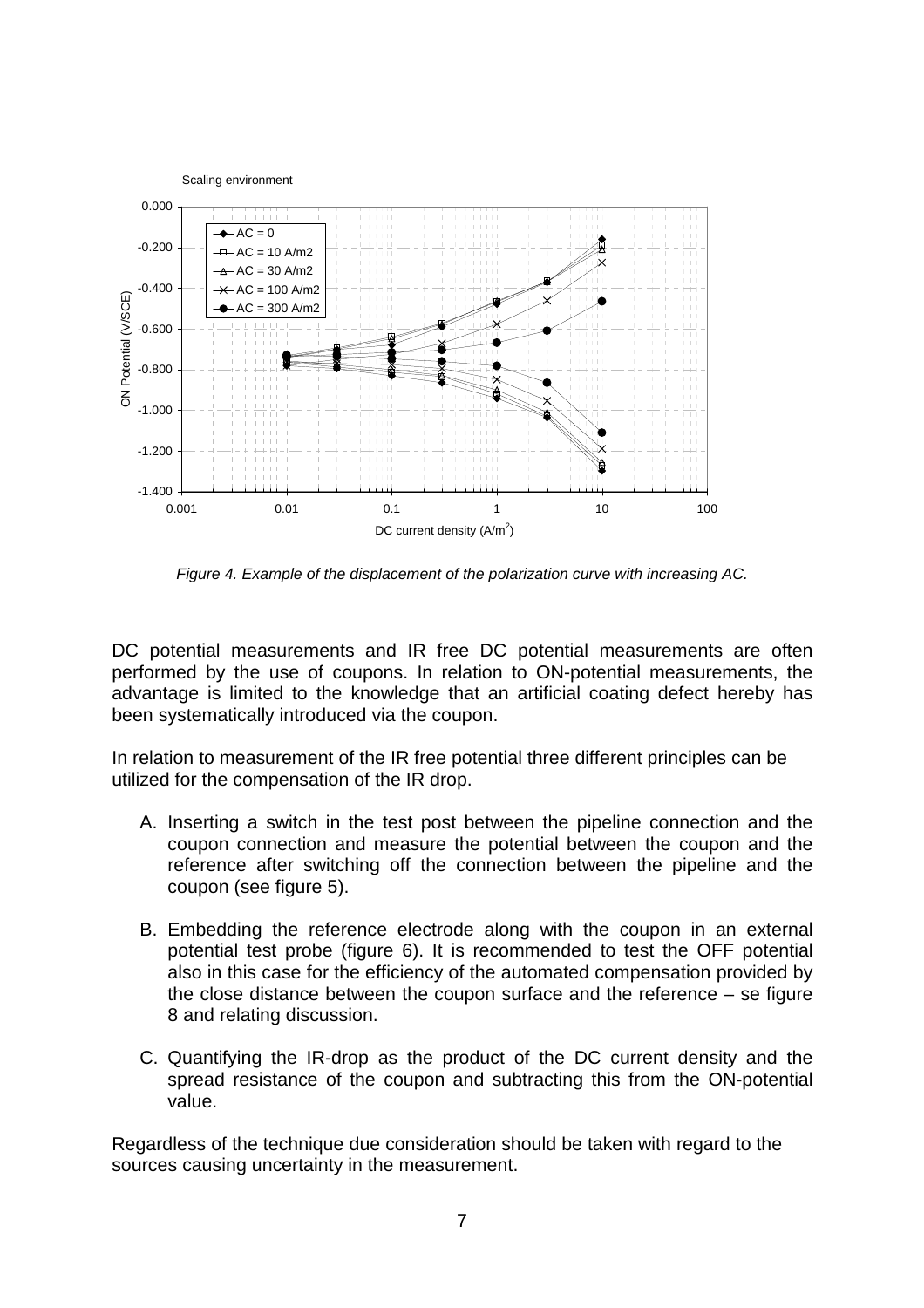*Figure 4. Example of the displacement of the polarization curve with increasing AC.*

DC potential measurements and IR free DC potential measurements are often performed by the use of coupons. In relation to ON-potential measurements, the advantage is limited to the knowledge that an artificial coating defect hereby has been systematically introduced via the coupon.

In relation to measurement of the IR free potential three different principles can be utilized for the compensation of the IR drop.

A. Inserting a switch in the test post between the pipeline connection and the coupon connection and measure the potential between the coupon and the reference after switching off the connection between the pipeline and the coupon (see figure 5).

B. Embedding the reference electrode along with the coupon in an external potential test probe (figure 6). It is recommended to test the OFF potential also in this case for the efficiency of the automated compensation provided by the close distance between the coupon surface and the reference – se figure 8 and relating discussion.

C. Quantifying the IR-drop as the product of the DC current density and the spread resistance of the coupon and subtracting this from the ON-potential value.

Regardless of the technique due consideration should be taken with regard to the sources causing uncertainty in the measurement.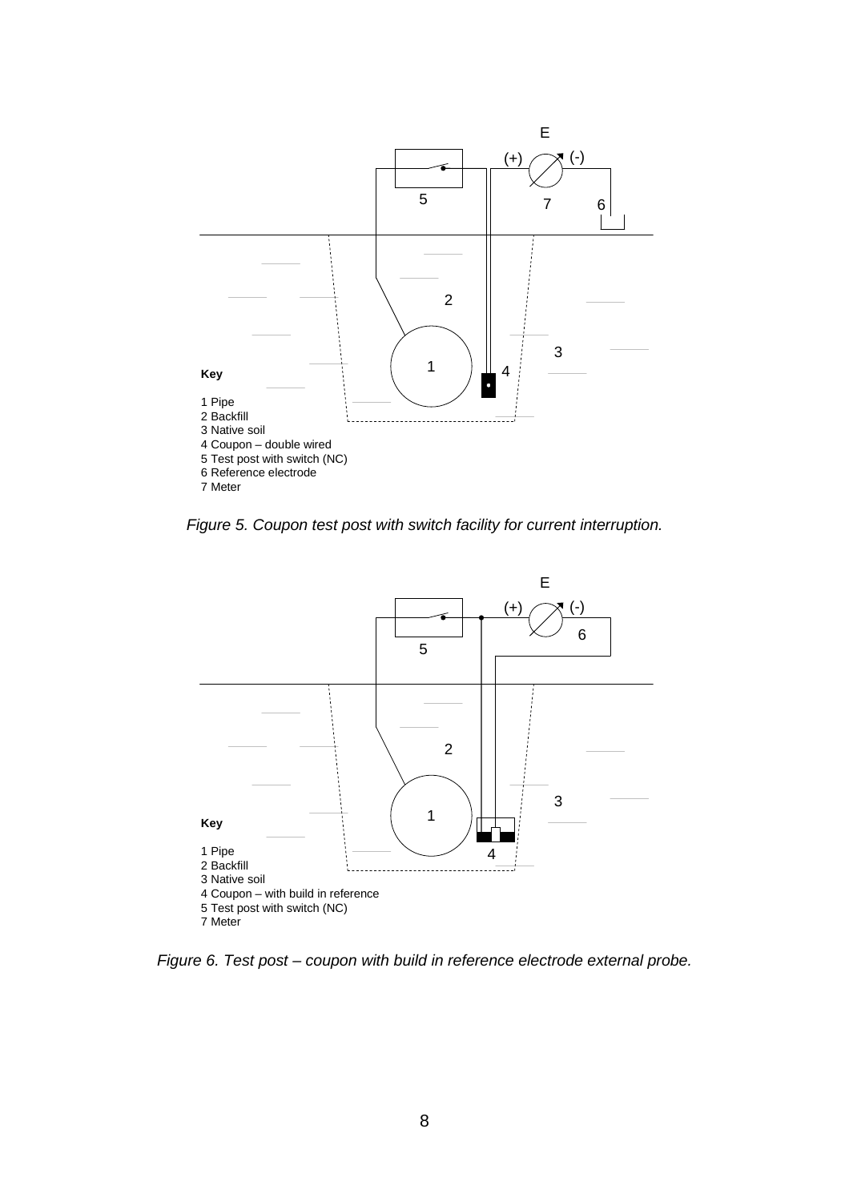Key

1 Pipe
2 Backfill
3 Native soil
4 Coupon – double wired
5 Test post with switch (NC)
6 Reference electrode
7 Meter

*Figure 5. Coupon test post with switch facility for current interruption.*

Key

1 Pipe
2 Backfill
3 Native soil
4 Coupon – with build in reference
5 Test post with switch (NC)
7 Meter

*Figure 6. Test post – coupon with build in reference electrode external probe.*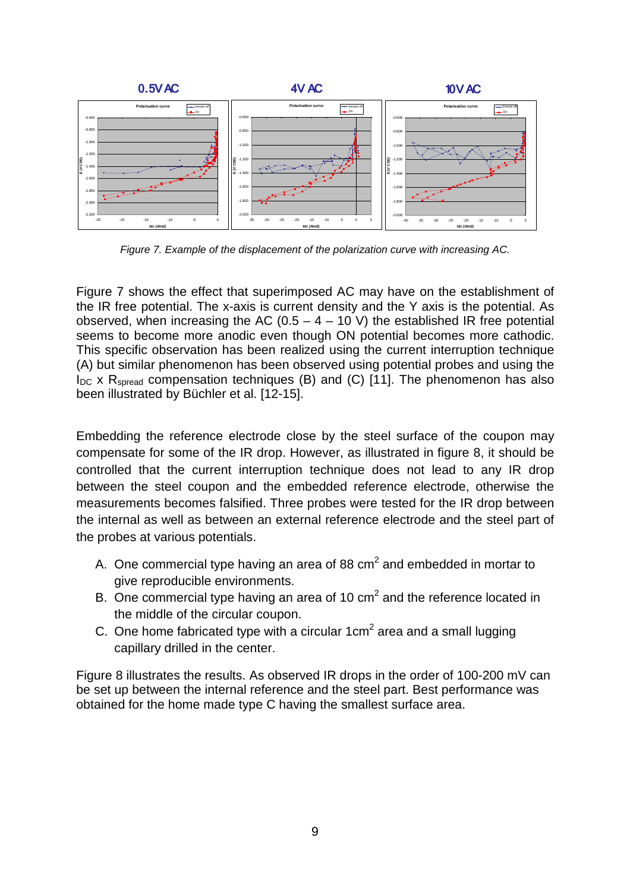**0.5V AC** **4V AC** **10V AC**

*Figure 7. Example of the displacement of the polarization curve with increasing AC.*

Figure 7 shows the effect that superimposed AC may have on the establishment of the IR free potential. The x-axis is current density and the Y axis is the potential. As observed, when increasing the AC (0.5 – 4 – 10 V) the established IR free potential seems to become more anodic even though ON potential becomes more cathodic. This specific observation has been realized using the current interruption technique (A) but similar phenomenon has been observed using potential probes and using the $I_{DC}$ x $R_{spread}$ compensation techniques (B) and (C) [11]. The phenomenon has also been illustrated by Büchler et al. [12-15].

Embedding the reference electrode close by the steel surface of the coupon may compensate for some of the IR drop. However, as illustrated in figure 8, it should be controlled that the current interruption technique does not lead to any IR drop between the steel coupon and the embedded reference electrode, otherwise the measurements becomes falsified. Three probes were tested for the IR drop between the internal as well as between an external reference electrode and the steel part of the probes at various potentials.

A. One commercial type having an area of 88 $cm^2$ and embedded in mortar to give reproducible environments.
B. One commercial type having an area of 10 $cm^2$ and the reference located in the middle of the circular coupon.
C. One home fabricated type with a circular 1$cm^2$ area and a small lugging capillary drilled in the center.

Figure 8 illustrates the results. As observed IR drops in the order of 100-200 mV can be set up between the internal reference and the steel part. Best performance was obtained for the home made type C having the smallest surface area.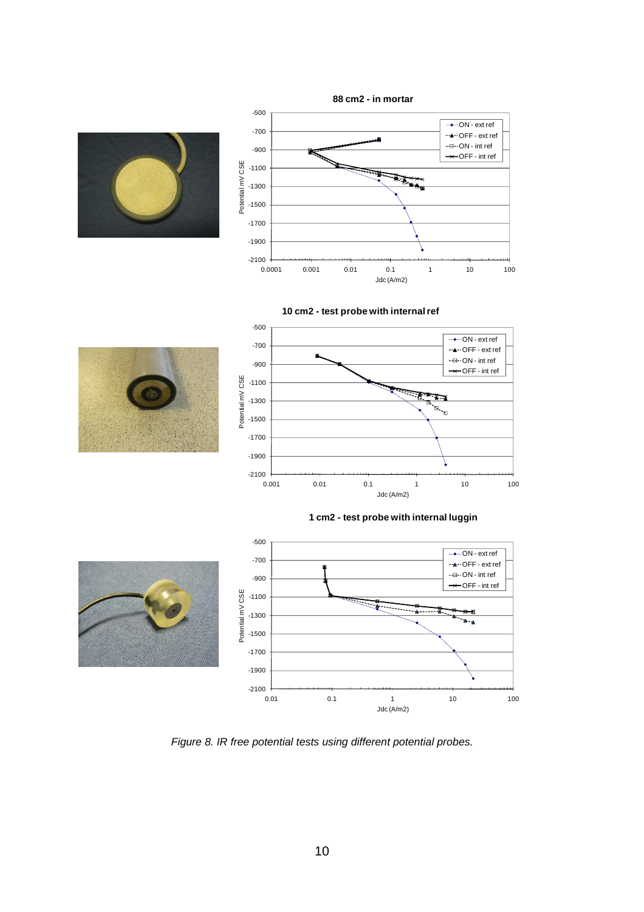**88 cm2 - in mortar**

**10 cm2 - test probe with internal ref**

**1 cm2 - test probe with internal luggin**

*Figure 8. IR free potential tests using different potential probes.*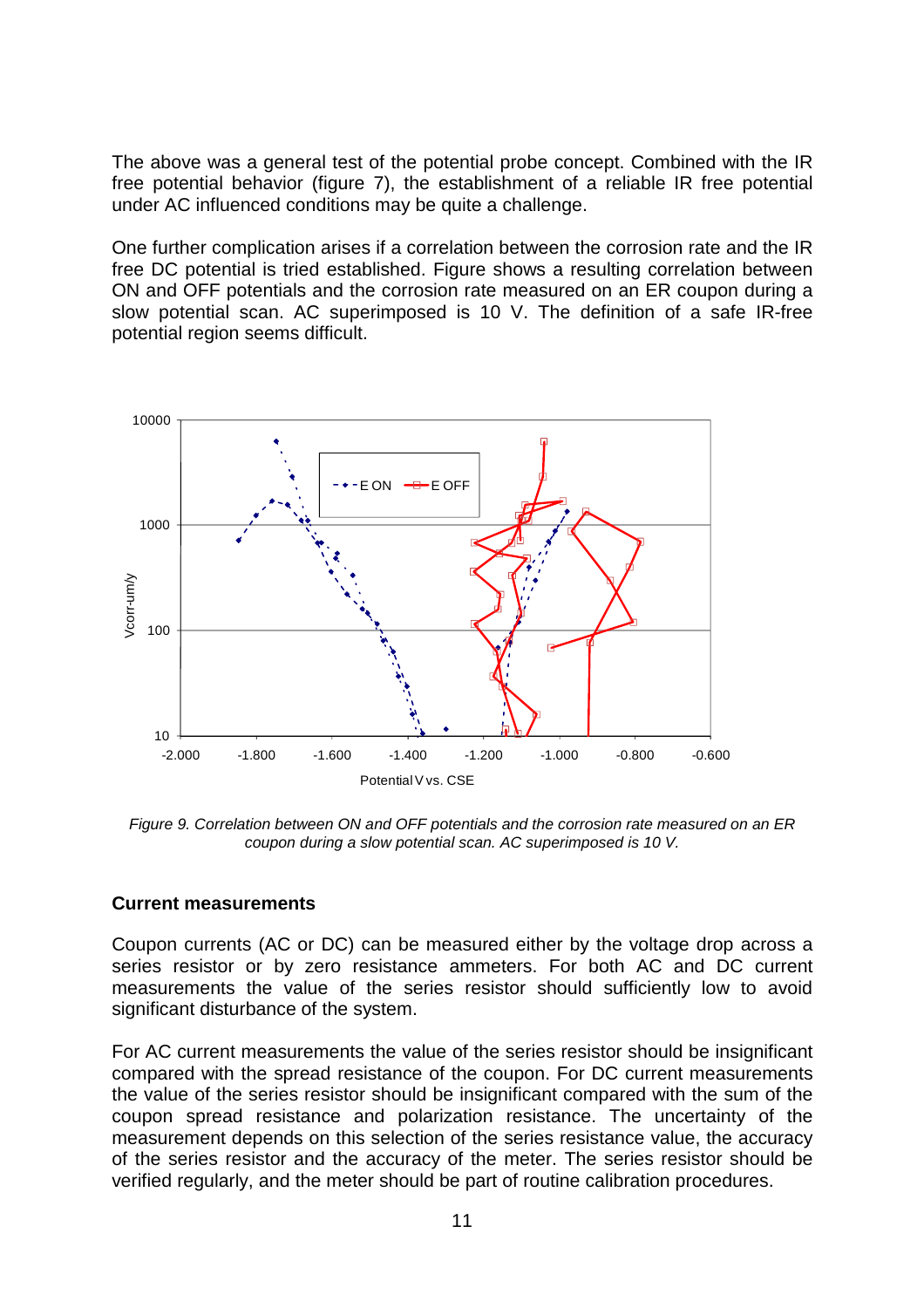The above was a general test of the potential probe concept. Combined with the IR free potential behavior (figure 7), the establishment of a reliable IR free potential under AC influenced conditions may be quite a challenge.

One further complication arises if a correlation between the corrosion rate and the IR free DC potential is tried established. Figure shows a resulting correlation between ON and OFF potentials and the corrosion rate measured on an ER coupon during a slow potential scan. AC superimposed is 10 V. The definition of a safe IR-free potential region seems difficult.

*Figure 9. Correlation between ON and OFF potentials and the corrosion rate measured on an ER coupon during a slow potential scan. AC superimposed is 10 V.*

**Current measurements**

Coupon currents (AC or DC) can be measured either by the voltage drop across a series resistor or by zero resistance ammeters. For both AC and DC current measurements the value of the series resistor should sufficiently low to avoid significant disturbance of the system.

For AC current measurements the value of the series resistor should be insignificant compared with the spread resistance of the coupon. For DC current measurements the value of the series resistor should be insignificant compared with the sum of the coupon spread resistance and polarization resistance. The uncertainty of the measurement depends on this selection of the series resistance value, the accuracy of the series resistor and the accuracy of the meter. The series resistor should be verified regularly, and the meter should be part of routine calibration procedures.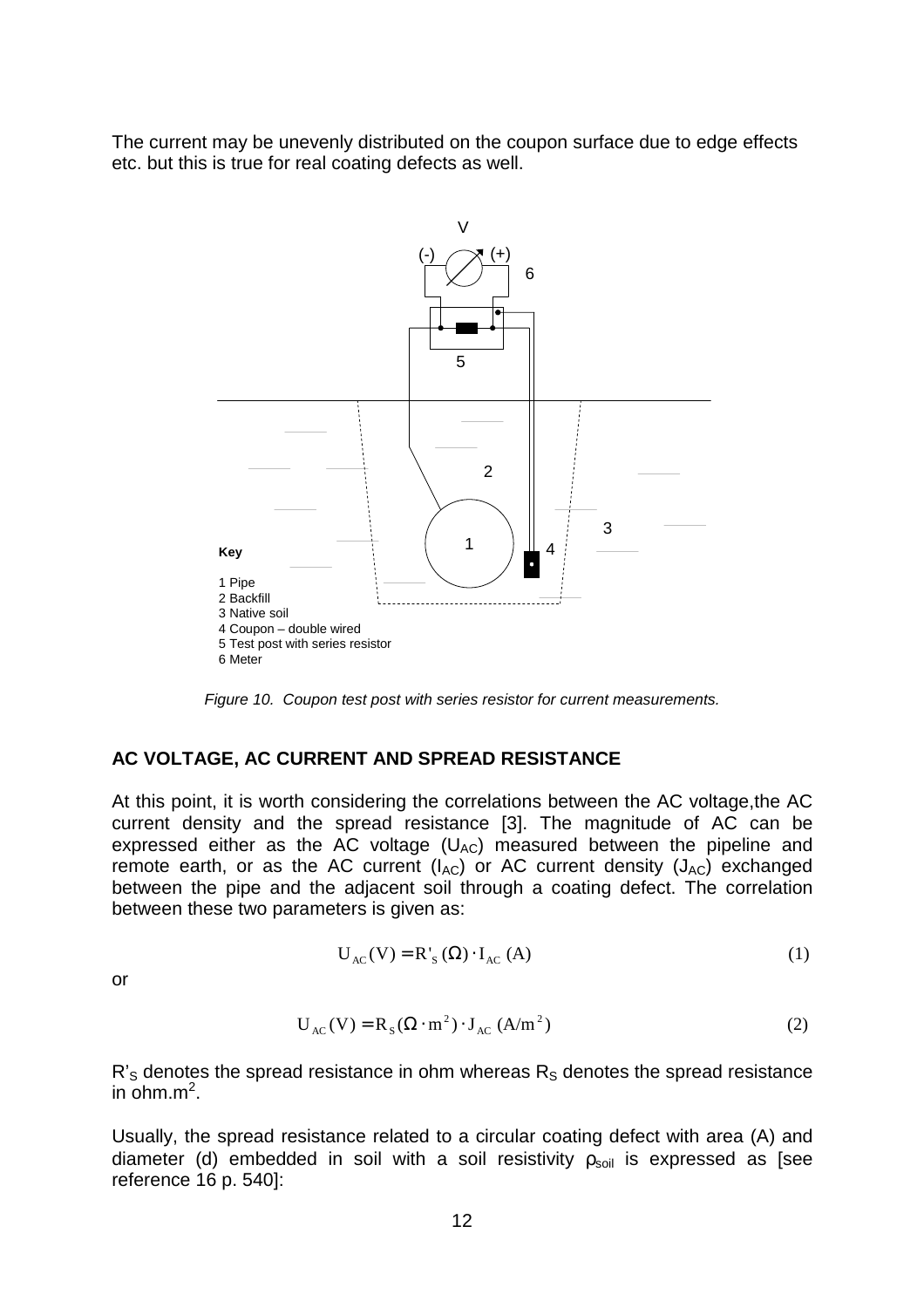The current may be unevenly distributed on the coupon surface due to edge effects etc. but this is true for real coating defects as well.

Key

1 Pipe
2 Backfill
3 Native soil
4 Coupon – double wired
5 Test post with series resistor
6 Meter

*Figure 10. Coupon test post with series resistor for current measurements.*

## AC VOLTAGE, AC CURRENT AND SPREAD RESISTANCE

At this point, it is worth considering the correlations between the AC voltage,the AC current density and the spread resistance [3]. The magnitude of AC can be expressed either as the AC voltage ($U_{AC}$) measured between the pipeline and remote earth, or as the AC current ($I_{AC}$) or AC current density ($J_{AC}$) exchanged between the pipe and the adjacent soil through a coating defect. The correlation between these two parameters is given as:

$$U_{AC}(V) = R'_S(\Omega) \cdot I_{AC}(A) \tag{1}$$

or

$$U_{AC}(V) = R_S(\Omega \cdot m^2) \cdot J_{AC}(A/m^2) \tag{2}$$

$R'_S$ denotes the spread resistance in ohm whereas $R_S$ denotes the spread resistance in ohm.$m^2$.

Usually, the spread resistance related to a circular coating defect with area (A) and diameter (d) embedded in soil with a soil resistivity $\rho_{soil}$ is expressed as [see reference 16 p. 540]: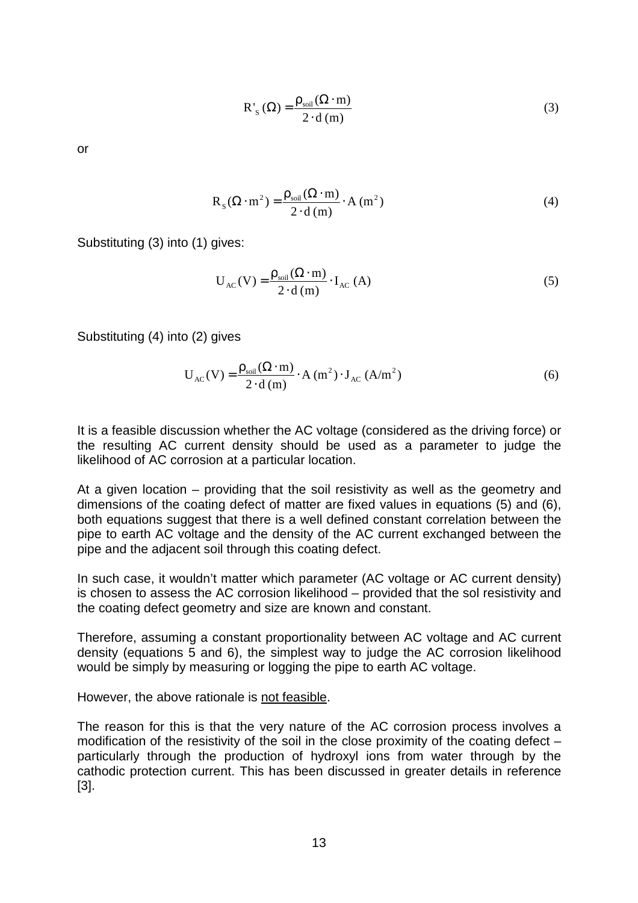$$R'_S\,(\Omega) = \frac{\rho_{soil}\,(\Omega \cdot m)}{2 \cdot d\,(m)} \tag{3}$$

or

$$R_S\,(\Omega \cdot m^2) = \frac{\rho_{soil}\,(\Omega \cdot m)}{2 \cdot d\,(m)} \cdot A\,(m^2) \tag{4}$$

Substituting (3) into (1) gives:

$$U_{AC}\,(V) = \frac{\rho_{soil}\,(\Omega \cdot m)}{2 \cdot d\,(m)} \cdot I_{AC}\,(A) \tag{5}$$

Substituting (4) into (2) gives

$$U_{AC}\,(V) = \frac{\rho_{soil}\,(\Omega \cdot m)}{2 \cdot d\,(m)} \cdot A\,(m^2) \cdot J_{AC}\,(A/m^2) \tag{6}$$

It is a feasible discussion whether the AC voltage (considered as the driving force) or the resulting AC current density should be used as a parameter to judge the likelihood of AC corrosion at a particular location.

At a given location – providing that the soil resistivity as well as the geometry and dimensions of the coating defect of matter are fixed values in equations (5) and (6), both equations suggest that there is a well defined constant correlation between the pipe to earth AC voltage and the density of the AC current exchanged between the pipe and the adjacent soil through this coating defect.

In such case, it wouldn't matter which parameter (AC voltage or AC current density) is chosen to assess the AC corrosion likelihood – provided that the sol resistivity and the coating defect geometry and size are known and constant.

Therefore, assuming a constant proportionality between AC voltage and AC current density (equations 5 and 6), the simplest way to judge the AC corrosion likelihood would be simply by measuring or logging the pipe to earth AC voltage.

However, the above rationale is not feasible.

The reason for this is that the very nature of the AC corrosion process involves a modification of the resistivity of the soil in the close proximity of the coating defect – particularly through the production of hydroxyl ions from water through by the cathodic protection current. This has been discussed in greater details in reference [3].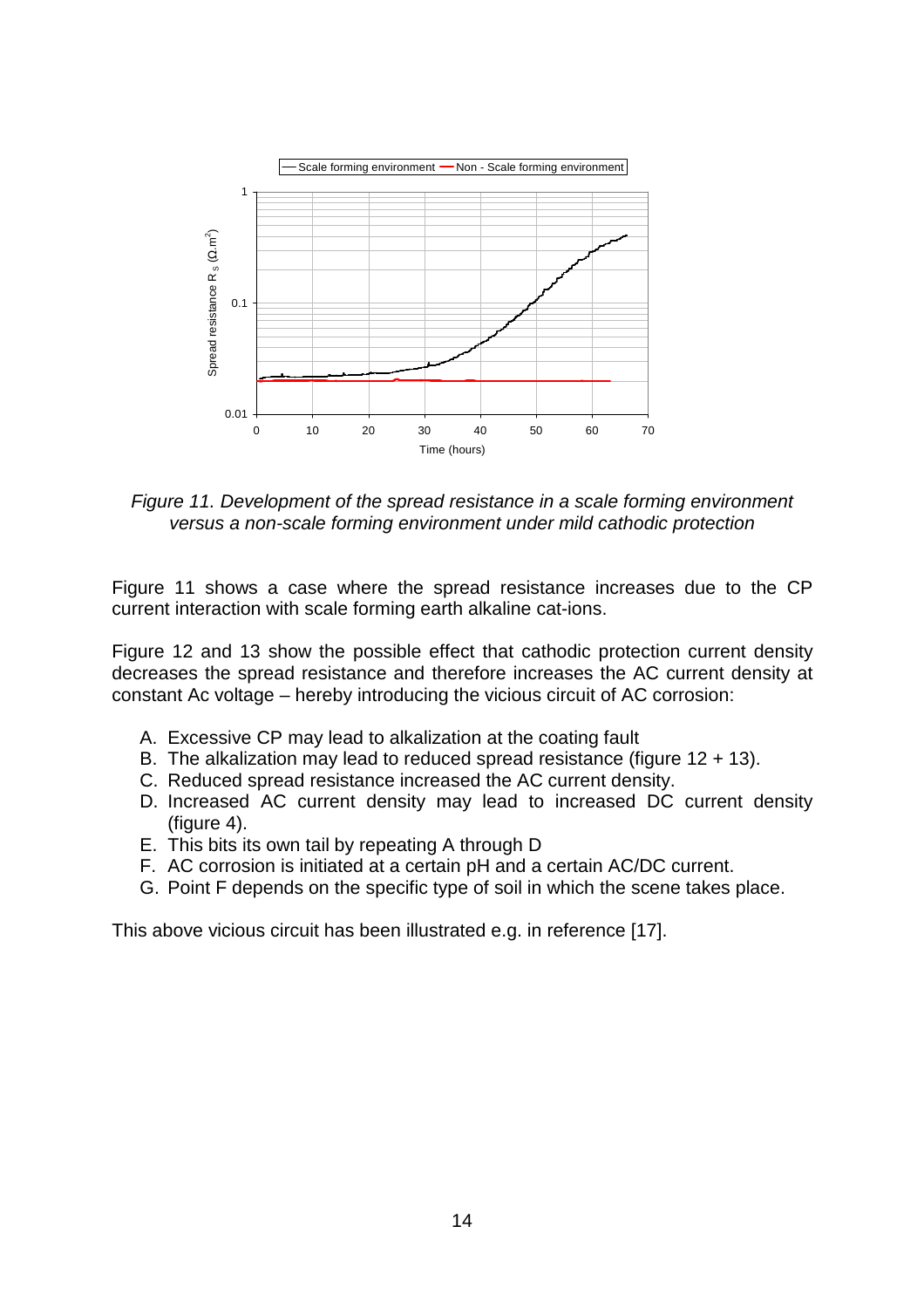*Figure 11. Development of the spread resistance in a scale forming environment versus a non-scale forming environment under mild cathodic protection*

Figure 11 shows a case where the spread resistance increases due to the CP current interaction with scale forming earth alkaline cat-ions.

Figure 12 and 13 show the possible effect that cathodic protection current density decreases the spread resistance and therefore increases the AC current density at constant Ac voltage – hereby introducing the vicious circuit of AC corrosion:

A. Excessive CP may lead to alkalization at the coating fault
B. The alkalization may lead to reduced spread resistance (figure 12 + 13).
C. Reduced spread resistance increased the AC current density.
D. Increased AC current density may lead to increased DC current density (figure 4).
E. This bits its own tail by repeating A through D
F. AC corrosion is initiated at a certain pH and a certain AC/DC current.
G. Point F depends on the specific type of soil in which the scene takes place.

This above vicious circuit has been illustrated e.g. in reference [17].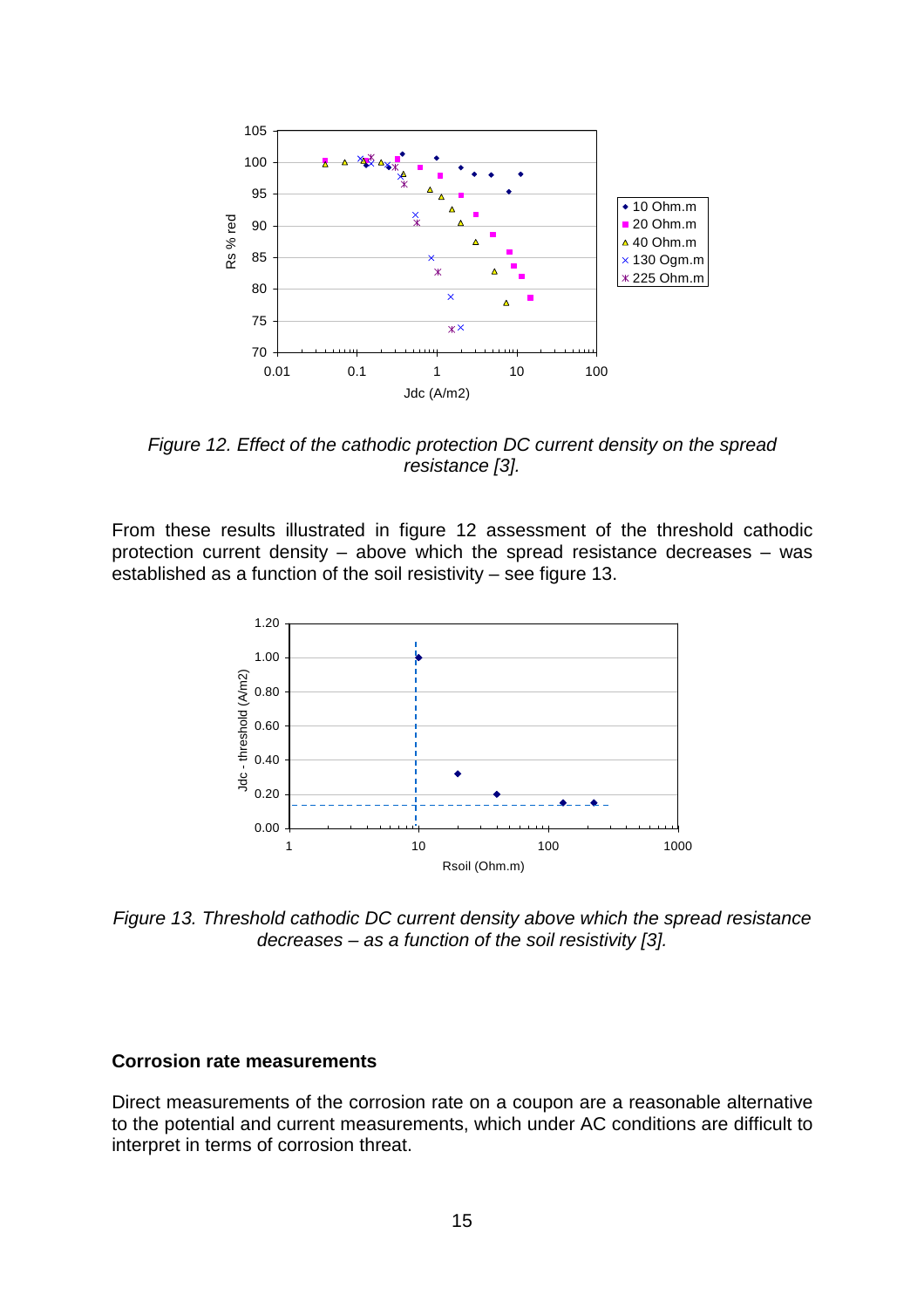*Figure 12. Effect of the cathodic protection DC current density on the spread resistance [3].*

From these results illustrated in figure 12 assessment of the threshold cathodic protection current density – above which the spread resistance decreases – was established as a function of the soil resistivity – see figure 13.

*Figure 13. Threshold cathodic DC current density above which the spread resistance decreases – as a function of the soil resistivity [3].*

### Corrosion rate measurements

Direct measurements of the corrosion rate on a coupon are a reasonable alternative to the potential and current measurements, which under AC conditions are difficult to interpret in terms of corrosion threat.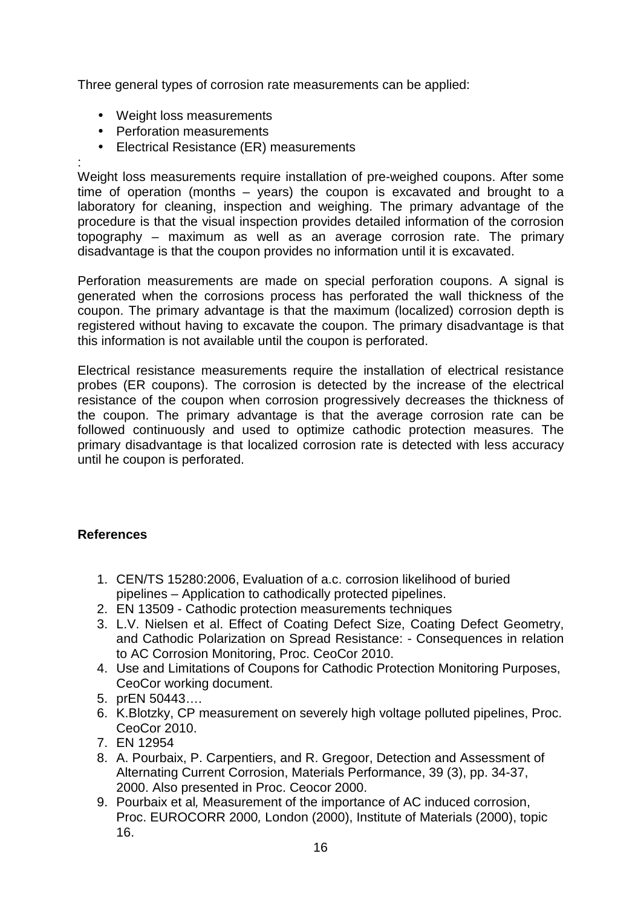Three general types of corrosion rate measurements can be applied:

- Weight loss measurements
- Perforation measurements
- Electrical Resistance (ER) measurements

:

Weight loss measurements require installation of pre-weighed coupons. After some time of operation (months – years) the coupon is excavated and brought to a laboratory for cleaning, inspection and weighing. The primary advantage of the procedure is that the visual inspection provides detailed information of the corrosion topography – maximum as well as an average corrosion rate. The primary disadvantage is that the coupon provides no information until it is excavated.

Perforation measurements are made on special perforation coupons. A signal is generated when the corrosions process has perforated the wall thickness of the coupon. The primary advantage is that the maximum (localized) corrosion depth is registered without having to excavate the coupon. The primary disadvantage is that this information is not available until the coupon is perforated.

Electrical resistance measurements require the installation of electrical resistance probes (ER coupons). The corrosion is detected by the increase of the electrical resistance of the coupon when corrosion progressively decreases the thickness of the coupon. The primary advantage is that the average corrosion rate can be followed continuously and used to optimize cathodic protection measures. The primary disadvantage is that localized corrosion rate is detected with less accuracy until he coupon is perforated.

**References**

1. CEN/TS 15280:2006, Evaluation of a.c. corrosion likelihood of buried pipelines – Application to cathodically protected pipelines.
2. EN 13509 - Cathodic protection measurements techniques
3. L.V. Nielsen et al. Effect of Coating Defect Size, Coating Defect Geometry, and Cathodic Polarization on Spread Resistance: - Consequences in relation to AC Corrosion Monitoring, Proc. CeoCor 2010.
4. Use and Limitations of Coupons for Cathodic Protection Monitoring Purposes, CeoCor working document.
5. prEN 50443….
6. K.Blotzky, CP measurement on severely high voltage polluted pipelines, Proc. CeoCor 2010.
7. EN 12954
8. A. Pourbaix, P. Carpentiers, and R. Gregoor, Detection and Assessment of Alternating Current Corrosion, Materials Performance, 39 (3), pp. 34-37, 2000. Also presented in Proc. Ceocor 2000.
9. Pourbaix et al*,* Measurement of the importance of AC induced corrosion, Proc. EUROCORR 2000*,* London (2000), Institute of Materials (2000), topic 16.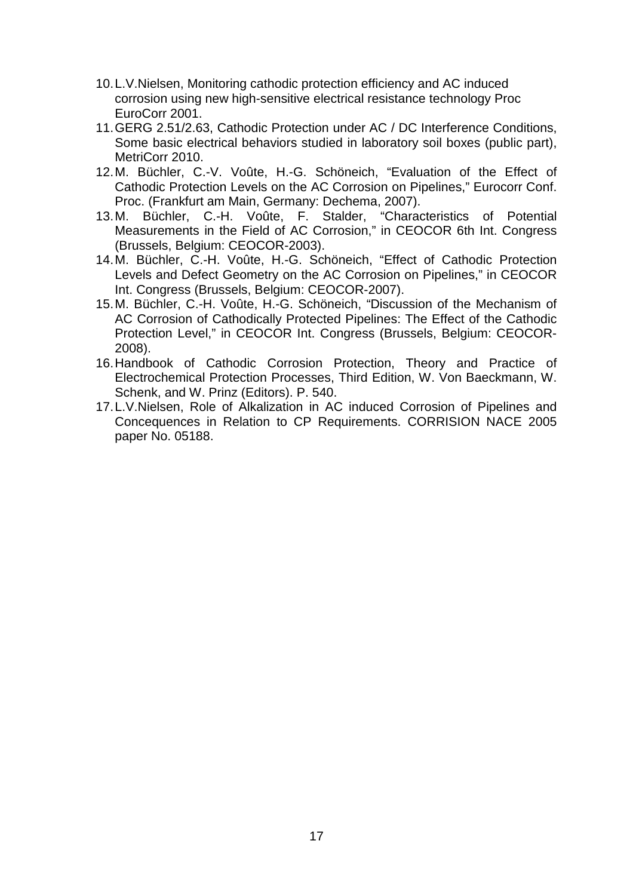10. L.V.Nielsen, Monitoring cathodic protection efficiency and AC induced corrosion using new high-sensitive electrical resistance technology Proc EuroCorr 2001.
11. GERG 2.51/2.63, Cathodic Protection under AC / DC Interference Conditions, Some basic electrical behaviors studied in laboratory soil boxes (public part), MetriCorr 2010.
12. M. Büchler, C.-V. Voûte, H.-G. Schöneich, "Evaluation of the Effect of Cathodic Protection Levels on the AC Corrosion on Pipelines," Eurocorr Conf. Proc. (Frankfurt am Main, Germany: Dechema, 2007).
13. M. Büchler, C.-H. Voûte, F. Stalder, "Characteristics of Potential Measurements in the Field of AC Corrosion," in CEOCOR 6th Int. Congress (Brussels, Belgium: CEOCOR-2003).
14. M. Büchler, C.-H. Voûte, H.-G. Schöneich, "Effect of Cathodic Protection Levels and Defect Geometry on the AC Corrosion on Pipelines," in CEOCOR Int. Congress (Brussels, Belgium: CEOCOR-2007).
15. M. Büchler, C.-H. Voûte, H.-G. Schöneich, "Discussion of the Mechanism of AC Corrosion of Cathodically Protected Pipelines: The Effect of the Cathodic Protection Level," in CEOCOR Int. Congress (Brussels, Belgium: CEOCOR-2008).
16. Handbook of Cathodic Corrosion Protection, Theory and Practice of Electrochemical Protection Processes, Third Edition, W. Von Baeckmann, W. Schenk, and W. Prinz (Editors). P. 540.
17. L.V.Nielsen, Role of Alkalization in AC induced Corrosion of Pipelines and Concequences in Relation to CP Requirements. CORRISION NACE 2005 paper No. 05188.